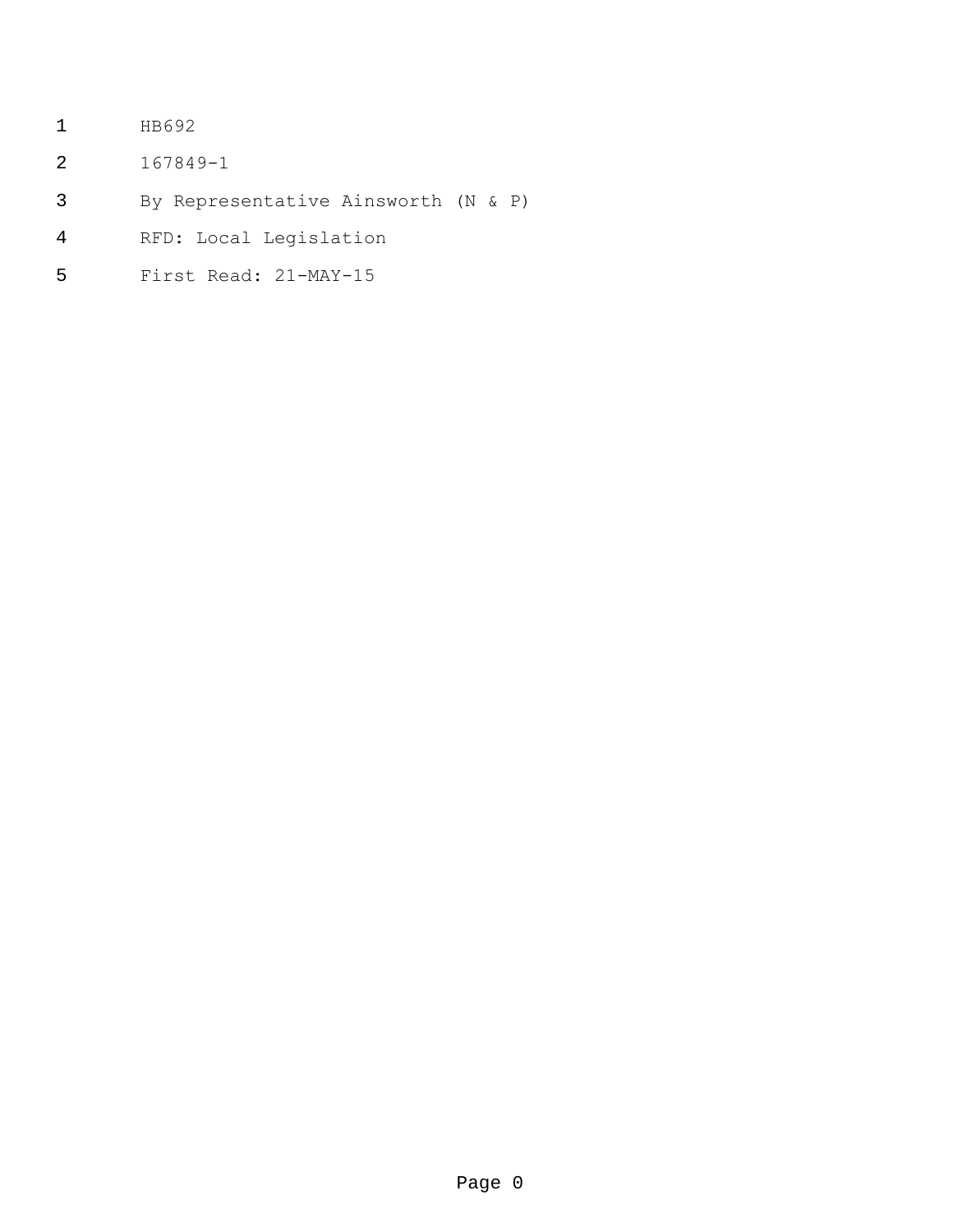HB692

167849-1

By Representative Ainsworth (N & P)

RFD: Local Legislation

First Read: 21-MAY-15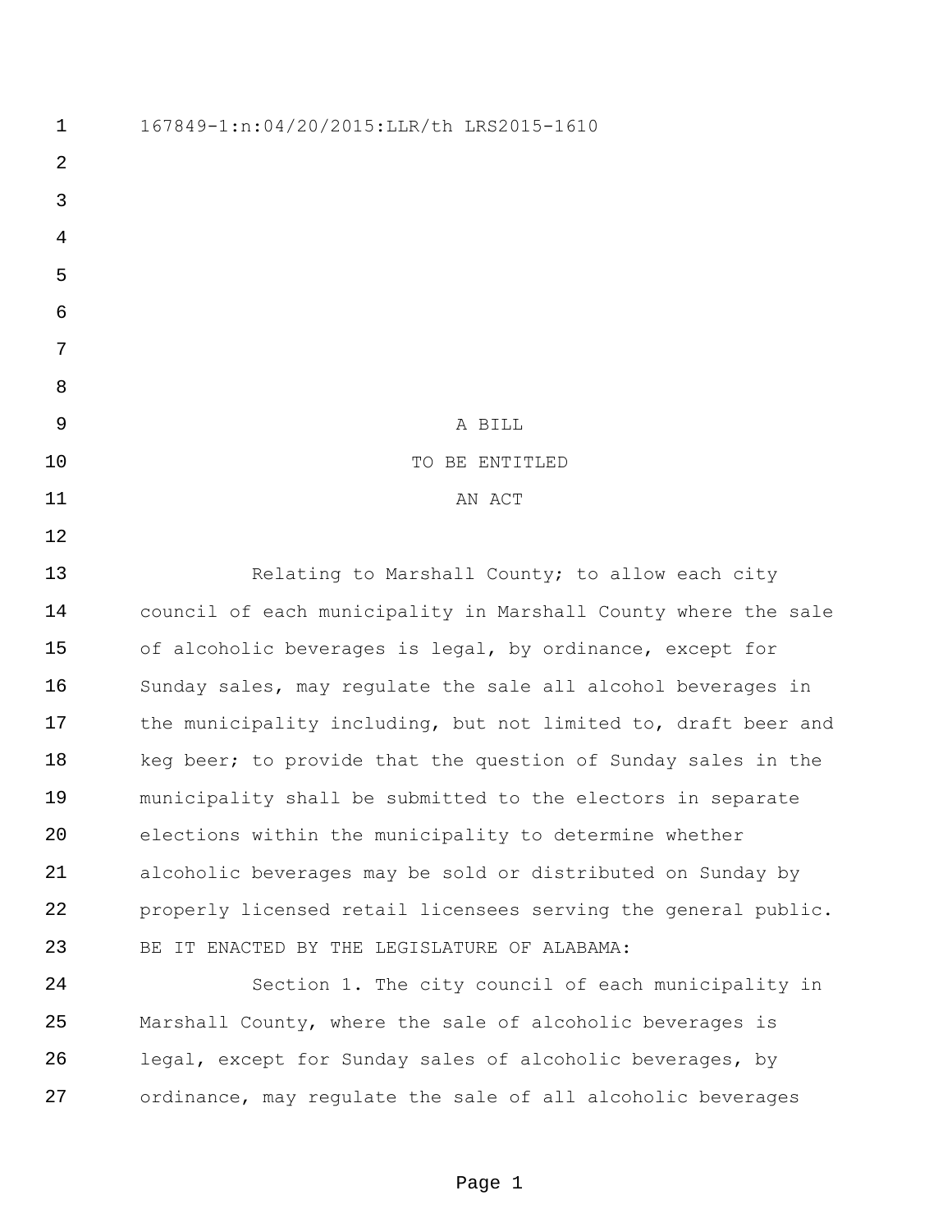167849-1:n:04/20/2015:LLR/th LRS2015-1610

A BILL

TO BE ENTITLED

AN ACT

Relating to Marshall County; to allow each city council of each municipality in Marshall County where the sale of alcoholic beverages is legal, by ordinance, except for Sunday sales, may regulate the sale all alcohol beverages in the municipality including, but not limited to, draft beer and keg beer; to provide that the question of Sunday sales in the municipality shall be submitted to the electors in separate elections within the municipality to determine whether alcoholic beverages may be sold or distributed on Sunday by properly licensed retail licensees serving the general public.

BE IT ENACTED BY THE LEGISLATURE OF ALABAMA:

Section 1. The city council of each municipality in Marshall County, where the sale of alcoholic beverages is legal, except for Sunday sales of alcoholic beverages, by ordinance, may regulate the sale of all alcoholic beverages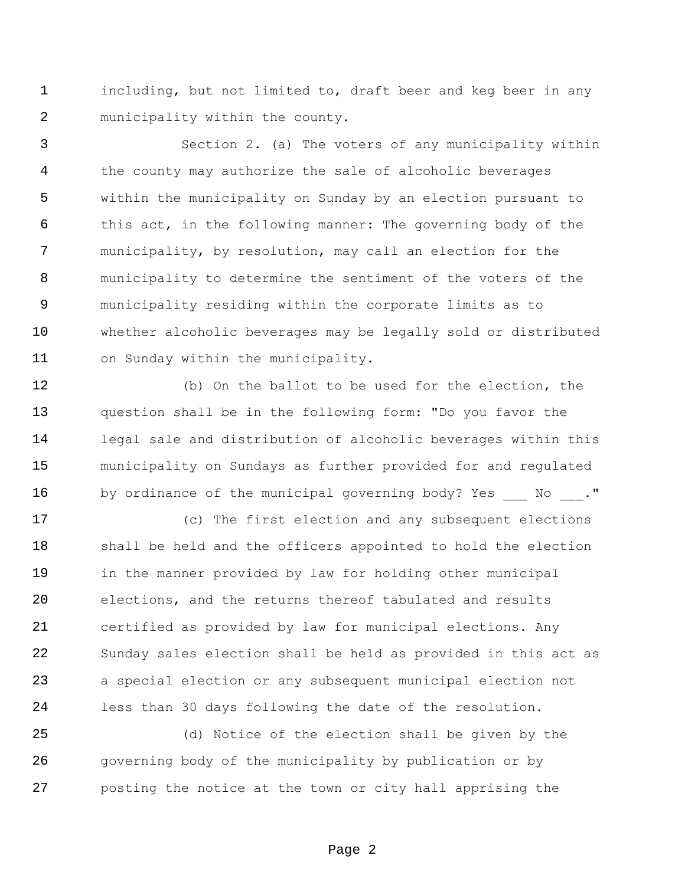including, but not limited to, draft beer and keg beer in any municipality within the county.

Section 2. (a) The voters of any municipality within the county may authorize the sale of alcoholic beverages within the municipality on Sunday by an election pursuant to this act, in the following manner: The governing body of the municipality, by resolution, may call an election for the municipality to determine the sentiment of the voters of the municipality residing within the corporate limits as to whether alcoholic beverages may be legally sold or distributed on Sunday within the municipality.

(b) On the ballot to be used for the election, the question shall be in the following form: "Do you favor the legal sale and distribution of alcoholic beverages within this municipality on Sundays as further provided for and regulated by ordinance of the municipal governing body? Yes ___ No ___."

(c) The first election and any subsequent elections shall be held and the officers appointed to hold the election in the manner provided by law for holding other municipal elections, and the returns thereof tabulated and results certified as provided by law for municipal elections. Any Sunday sales election shall be held as provided in this act as a special election or any subsequent municipal election not less than 30 days following the date of the resolution.

(d) Notice of the election shall be given by the governing body of the municipality by publication or by posting the notice at the town or city hall apprising the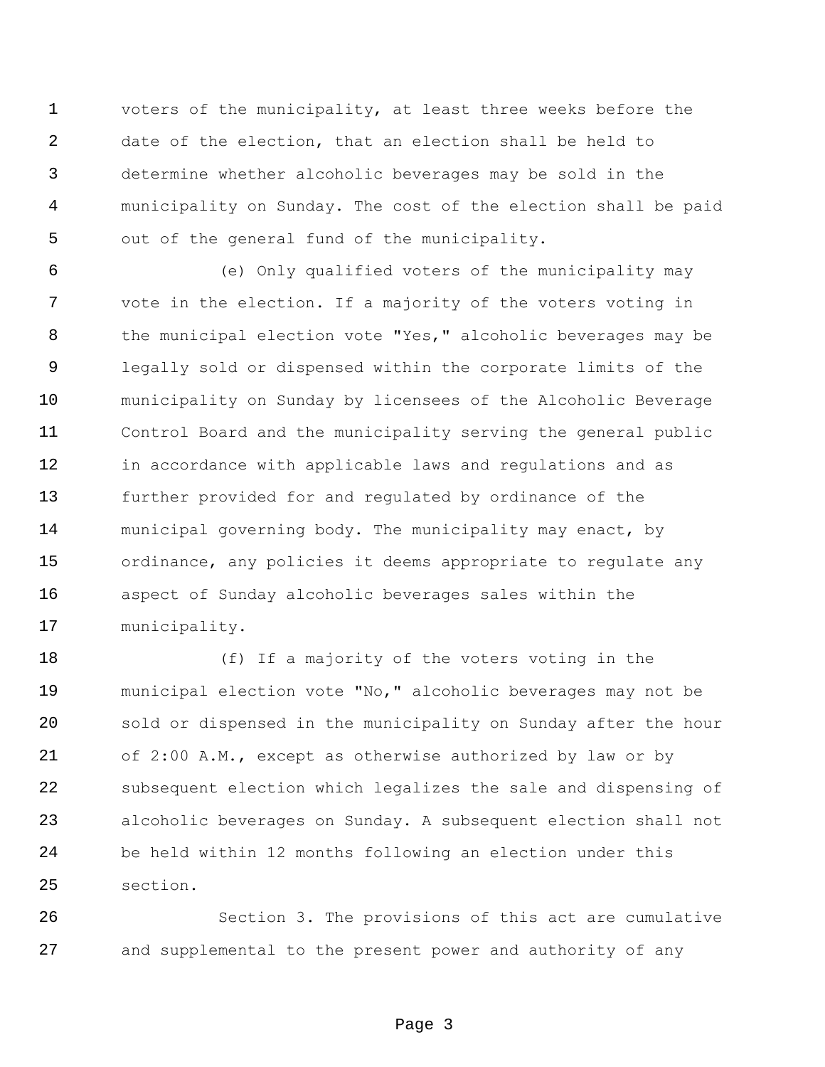voters of the municipality, at least three weeks before the date of the election, that an election shall be held to determine whether alcoholic beverages may be sold in the municipality on Sunday. The cost of the election shall be paid out of the general fund of the municipality.

(e) Only qualified voters of the municipality may vote in the election. If a majority of the voters voting in the municipal election vote "Yes," alcoholic beverages may be legally sold or dispensed within the corporate limits of the municipality on Sunday by licensees of the Alcoholic Beverage Control Board and the municipality serving the general public in accordance with applicable laws and regulations and as further provided for and regulated by ordinance of the municipal governing body. The municipality may enact, by ordinance, any policies it deems appropriate to regulate any aspect of Sunday alcoholic beverages sales within the municipality.

(f) If a majority of the voters voting in the municipal election vote "No," alcoholic beverages may not be sold or dispensed in the municipality on Sunday after the hour of 2:00 A.M., except as otherwise authorized by law or by subsequent election which legalizes the sale and dispensing of alcoholic beverages on Sunday. A subsequent election shall not be held within 12 months following an election under this section.

Section 3. The provisions of this act are cumulative and supplemental to the present power and authority of any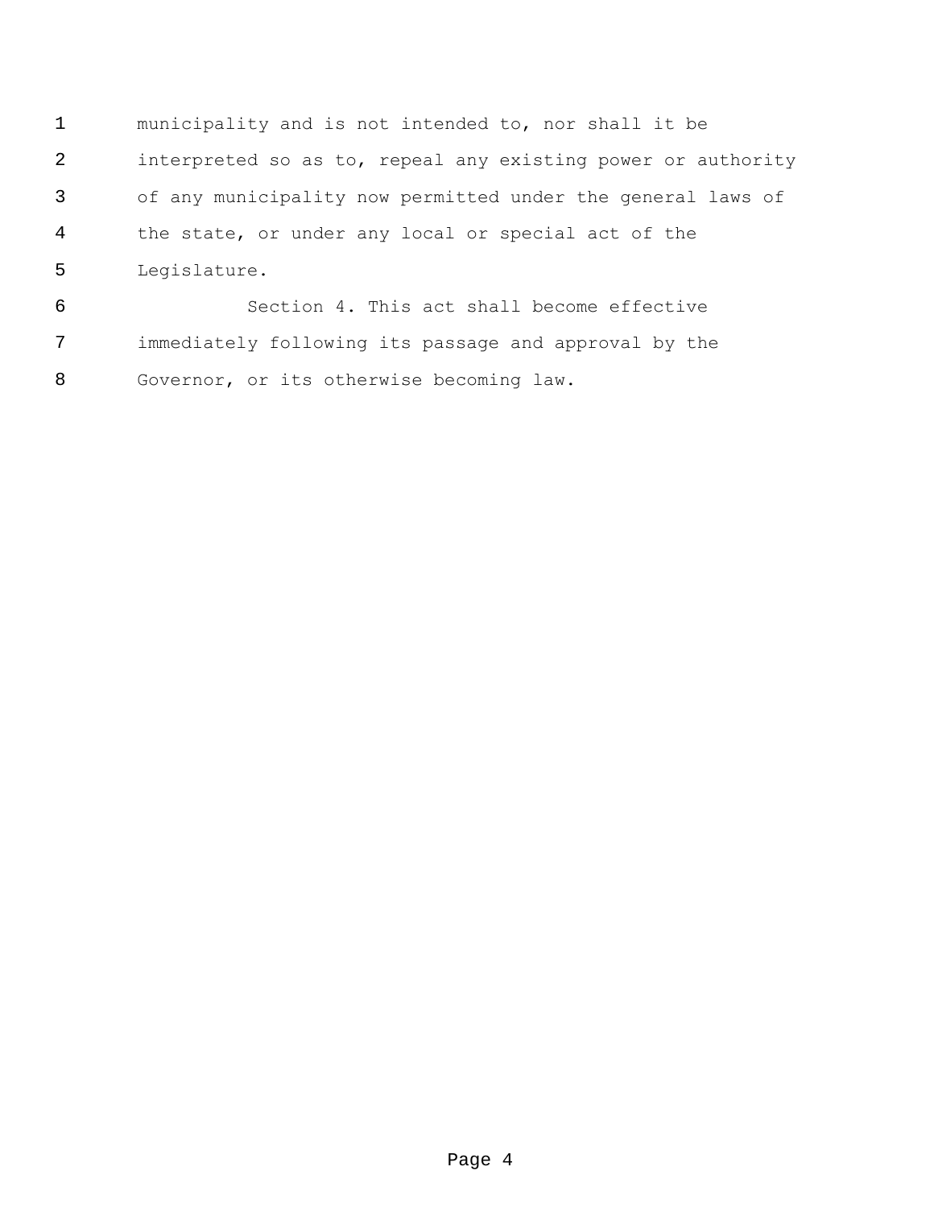municipality and is not intended to, nor shall it be interpreted so as to, repeal any existing power or authority of any municipality now permitted under the general laws of the state, or under any local or special act of the Legislature.

Section 4. This act shall become effective immediately following its passage and approval by the Governor, or its otherwise becoming law.